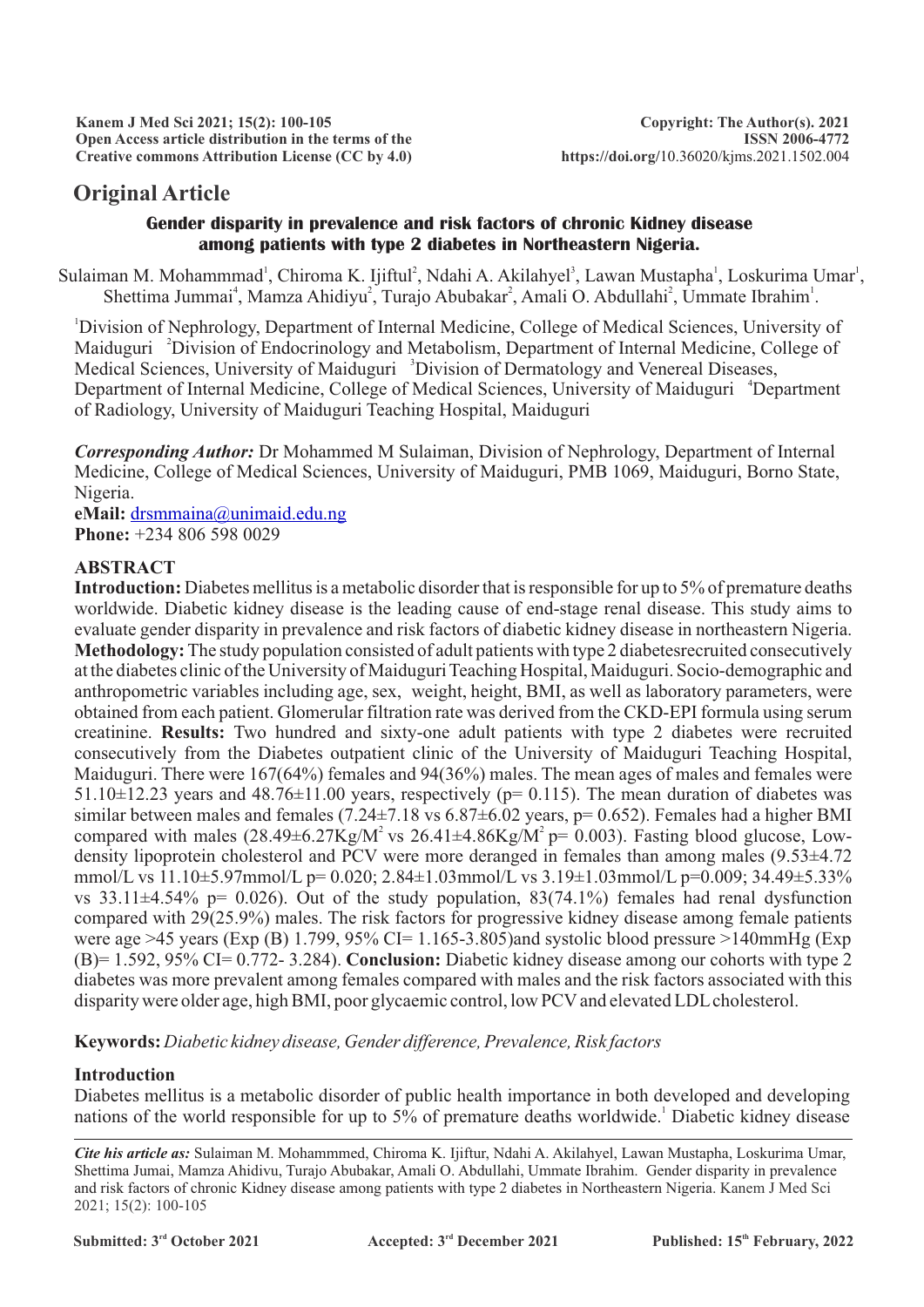Kanem J Med Sci 2021; 15(2): 100-105
Open Access article distribution in the terms of the Creative commons Attribution License (CC by 4.0)

Copyright: The Author(s). 2021
ISSN 2006-4772
https://doi.org/10.36020/kjms.2021.1502.004

## Original Article

# Gender disparity in prevalence and risk factors of chronic Kidney disease among patients with type 2 diabetes in Northeastern Nigeria.

Sulaiman M. Mohammmad[1], Chiroma K. Ijiftul[2], Ndahi A. Akilahyel[3], Lawan Mustapha[1], Loskurima Umar[1], Shettima Jummai[4], Mamza Ahidiyu[2], Turajo Abubakar[2], Amali O. Abdullahi[2], Ummate Ibrahim[1].

[1]Division of Nephrology, Department of Internal Medicine, College of Medical Sciences, University of Maiduguri [2]Division of Endocrinology and Metabolism, Department of Internal Medicine, College of Medical Sciences, University of Maiduguri [3]Division of Dermatology and Venereal Diseases, Department of Internal Medicine, College of Medical Sciences, University of Maiduguri [4]Department of Radiology, University of Maiduguri Teaching Hospital, Maiduguri

***Corresponding Author:*** Dr Mohammed M Sulaiman, Division of Nephrology, Department of Internal Medicine, College of Medical Sciences, University of Maiduguri, PMB 1069, Maiduguri, Borno State, Nigeria.
**eMail:** drsmmaina@unimaid.edu.ng
**Phone:** +234 806 598 0029

## ABSTRACT

**Introduction:** Diabetes mellitus is a metabolic disorder that is responsible for up to 5% of premature deaths worldwide. Diabetic kidney disease is the leading cause of end-stage renal disease. This study aims to evaluate gender disparity in prevalence and risk factors of diabetic kidney disease in northeastern Nigeria. **Methodology:** The study population consisted of adult patients with type 2 diabetesrecruited consecutively at the diabetes clinic of the University of Maiduguri Teaching Hospital, Maiduguri. Socio-demographic and anthropometric variables including age, sex, weight, height, BMI, as well as laboratory parameters, were obtained from each patient. Glomerular filtration rate was derived from the CKD-EPI formula using serum creatinine. **Results:** Two hundred and sixty-one adult patients with type 2 diabetes were recruited consecutively from the Diabetes outpatient clinic of the University of Maiduguri Teaching Hospital, Maiduguri. There were 167(64%) females and 94(36%) males. The mean ages of males and females were 51.10±12.23 years and 48.76±11.00 years, respectively (p= 0.115). The mean duration of diabetes was similar between males and females (7.24±7.18 vs 6.87±6.02 years, p= 0.652). Females had a higher BMI compared with males (28.49±6.27Kg/M$^2$ vs 26.41±4.86Kg/M$^2$ p= 0.003). Fasting blood glucose, Low-density lipoprotein cholesterol and PCV were more deranged in females than among males (9.53±4.72 mmol/L vs 11.10±5.97mmol/L p= 0.020; 2.84±1.03mmol/L vs 3.19±1.03mmol/L p=0.009; 34.49±5.33% vs 33.11±4.54% p= 0.026). Out of the study population, 83(74.1%) females had renal dysfunction compared with 29(25.9%) males. The risk factors for progressive kidney disease among female patients were age >45 years (Exp (B) 1.799, 95% CI= 1.165-3.805)and systolic blood pressure >140mmHg (Exp (B)= 1.592, 95% CI= 0.772- 3.284). **Conclusion:** Diabetic kidney disease among our cohorts with type 2 diabetes was more prevalent among females compared with males and the risk factors associated with this disparity were older age, high BMI, poor glycaemic control, low PCV and elevated LDL cholesterol.

**Keywords:** *Diabetic kidney disease, Gender difference, Prevalence, Risk factors*

## Introduction

Diabetes mellitus is a metabolic disorder of public health importance in both developed and developing nations of the world responsible for up to 5% of premature deaths worldwide.[1] Diabetic kidney disease

***Cite his article as:*** Sulaiman M. Mohammmed, Chiroma K. Ijiftur, Ndahi A. Akilahyel, Lawan Mustapha, Loskurima Umar, Shettima Jumai, Mamza Ahidivu, Turajo Abubakar, Amali O. Abdullahi, Ummate Ibrahim. Gender disparity in prevalence and risk factors of chronic Kidney disease among patients with type 2 diabetes in Northeastern Nigeria. Kanem J Med Sci 2021; 15(2): 100-105

**Submitted:** 3[rd] October 2021 **Accepted:** 3[rd] December 2021 **Published:** 15[th] February, 2022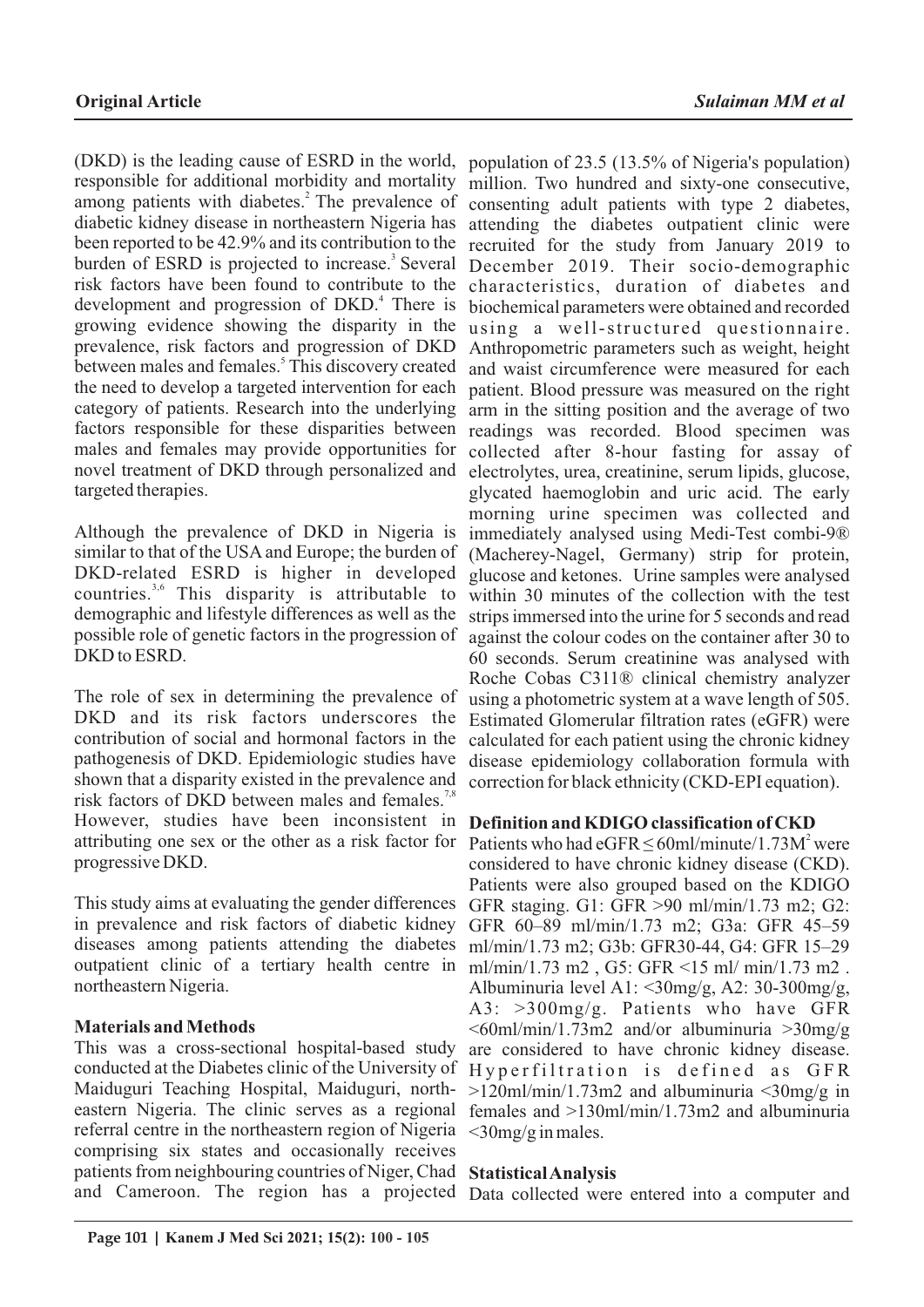(DKD) is the leading cause of ESRD in the world, responsible for additional morbidity and mortality among patients with diabetes.[2] The prevalence of diabetic kidney disease in northeastern Nigeria has been reported to be 42.9% and its contribution to the burden of ESRD is projected to increase.[3] Several risk factors have been found to contribute to the development and progression of DKD.[4] There is growing evidence showing the disparity in the prevalence, risk factors and progression of DKD between males and females.[5] This discovery created the need to develop a targeted intervention for each category of patients. Research into the underlying factors responsible for these disparities between males and females may provide opportunities for novel treatment of DKD through personalized and targeted therapies.

Although the prevalence of DKD in Nigeria is similar to that of the USA and Europe; the burden of DKD-related ESRD is higher in developed countries.[3,6] This disparity is attributable to demographic and lifestyle differences as well as the possible role of genetic factors in the progression of DKD to ESRD.

The role of sex in determining the prevalence of DKD and its risk factors underscores the contribution of social and hormonal factors in the pathogenesis of DKD. Epidemiologic studies have shown that a disparity existed in the prevalence and risk factors of DKD between males and females.[7,8] However, studies have been inconsistent in attributing one sex or the other as a risk factor for progressive DKD.

This study aims at evaluating the gender differences in prevalence and risk factors of diabetic kidney diseases among patients attending the diabetes outpatient clinic of a tertiary health centre in northeastern Nigeria.

## Materials and Methods

This was a cross-sectional hospital-based study conducted at the Diabetes clinic of the University of Maiduguri Teaching Hospital, Maiduguri, north-eastern Nigeria. The clinic serves as a regional referral centre in the northeastern region of Nigeria comprising six states and occasionally receives patients from neighbouring countries of Niger, Chad and Cameroon. The region has a projected population of 23.5 (13.5% of Nigeria's population) million. Two hundred and sixty-one consecutive, consenting adult patients with type 2 diabetes, attending the diabetes outpatient clinic were recruited for the study from January 2019 to December 2019. Their socio-demographic characteristics, duration of diabetes and biochemical parameters were obtained and recorded using a well-structured questionnaire. Anthropometric parameters such as weight, height and waist circumference were measured for each patient. Blood pressure was measured on the right arm in the sitting position and the average of two readings was recorded. Blood specimen was collected after 8-hour fasting for assay of electrolytes, urea, creatinine, serum lipids, glucose, glycated haemoglobin and uric acid. The early morning urine specimen was collected and immediately analysed using Medi-Test combi-9® (Macherey-Nagel, Germany) strip for protein, glucose and ketones. Urine samples were analysed within 30 minutes of the collection with the test strips immersed into the urine for 5 seconds and read against the colour codes on the container after 30 to 60 seconds. Serum creatinine was analysed with Roche Cobas C311® clinical chemistry analyzer using a photometric system at a wave length of 505. Estimated Glomerular filtration rates (eGFR) were calculated for each patient using the chronic kidney disease epidemiology collaboration formula with correction for black ethnicity (CKD-EPI equation).

### Definition and KDIGO classification of CKD

Patients who had eGFR $\leq$ 60ml/minute/1.73M$^2$ were considered to have chronic kidney disease (CKD). Patients were also grouped based on the KDIGO GFR staging. G1: GFR >90 ml/min/1.73 m2; G2: GFR 60–89 ml/min/1.73 m2; G3a: GFR 45–59 ml/min/1.73 m2; G3b: GFR30-44, G4: GFR 15–29 ml/min/1.73 m2 , G5: GFR <15 ml/ min/1.73 m2 . Albuminuria level A1: <30mg/g, A2: 30-300mg/g, A3: >300mg/g. Patients who have GFR <60ml/min/1.73m2 and/or albuminuria >30mg/g are considered to have chronic kidney disease. Hyperfiltration is defined as GFR >120ml/min/1.73m2 and albuminuria <30mg/g in females and >130ml/min/1.73m2 and albuminuria <30mg/g in males.

### Statistical Analysis

Data collected were entered into a computer and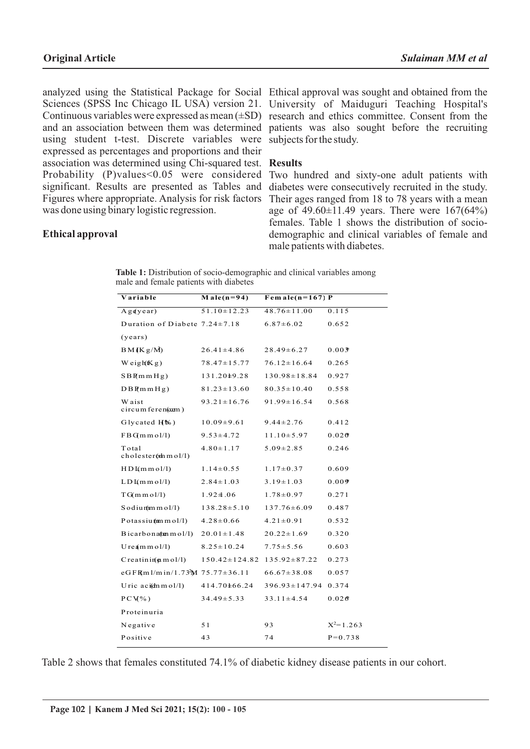analyzed using the Statistical Package for Social Sciences (SPSS Inc Chicago IL USA) version 21. Continuous variables were expressed as mean (±SD) and an association between them was determined using student t-test. Discrete variables were expressed as percentages and proportions and their association was determined using Chi-squared test. Probability (P)values<0.05 were considered significant. Results are presented as Tables and Figures where appropriate. Analysis for risk factors was done using binary logistic regression.

## Ethical approval

Ethical approval was sought and obtained from the University of Maiduguri Teaching Hospital's research and ethics committee. Consent from the patients was also sought before the recruiting subjects for the study.

## Results

Two hundred and sixty-one adult patients with diabetes were consecutively recruited in the study. Their ages ranged from 18 to 78 years with a mean age of 49.60±11.49 years. There were 167(64%) females. Table 1 shows the distribution of socio-demographic and clinical variables of female and male patients with diabetes.

**Table 1:** Distribution of socio-demographic and clinical variables among male and female patients with diabetes

| Variable | Male(n=94) | Female(n=167) | P |
|---|---|---|---|
| Age(year) | 51.10±12.23 | 48.76±11.00 | 0.115 |
| Duration of Diabete (years) | 7.24±7.18 | 6.87±6.02 | 0.652 |
| BMI(Kg/M$^2$) | 26.41±4.86 | 28.49±6.27 | 0.003* |
| Weight(Kg) | 78.47±15.77 | 76.12±16.64 | 0.265 |
| SBP(mmHg) | 131.20±19.28 | 130.98±18.84 | 0.927 |
| DBP(mmHg) | 81.23±13.60 | 80.35±10.40 | 0.558 |
| Waist circumference(cm) | 93.21±16.76 | 91.99±16.54 | 0.568 |
| Glycated Hb(%) | 10.09±9.61 | 9.44±2.76 | 0.412 |
| FBG(mmol/l) | 9.53±4.72 | 11.10±5.97 | 0.020* |
| Total cholesterol(mmol/l) | 4.80±1.17 | 5.09±2.85 | 0.246 |
| HDL(mmol/l) | 1.14±0.55 | 1.17±0.37 | 0.609 |
| LDL(mmol/l) | 2.84±1.03 | 3.19±1.03 | 0.009* |
| TG(mmol/l) | 1.92±1.06 | 1.78±0.97 | 0.271 |
| Sodium(mmol/l) | 138.28±5.10 | 137.76±6.09 | 0.487 |
| Potassium(mmol/l) | 4.28±0.66 | 4.21±0.91 | 0.532 |
| Bicarbonate(mmol/l) | 20.01±1.48 | 20.22±1.69 | 0.320 |
| Urea(mmol/l) | 8.25±10.24 | 7.75±5.56 | 0.603 |
| Creatinine(µmol/l) | 150.42±124.82 | 135.92±87.22 | 0.273 |
| eGFR(ml/min/1.73M$^2$) | 75.77±36.11 | 66.67±38.08 | 0.057 |
| Uric acid(mmol/l) | 414.70±166.24 | 396.93±147.94 | 0.374 |
| PCV(%) | 34.49±5.33 | 33.11±4.54 | 0.026* |
| Proteinuria | | | |
| Negative | 51 | 93 | $X^2$=1.263 |
| Positive | 43 | 74 | P=0.738 |

Table 2 shows that females constituted 74.1% of diabetic kidney disease patients in our cohort.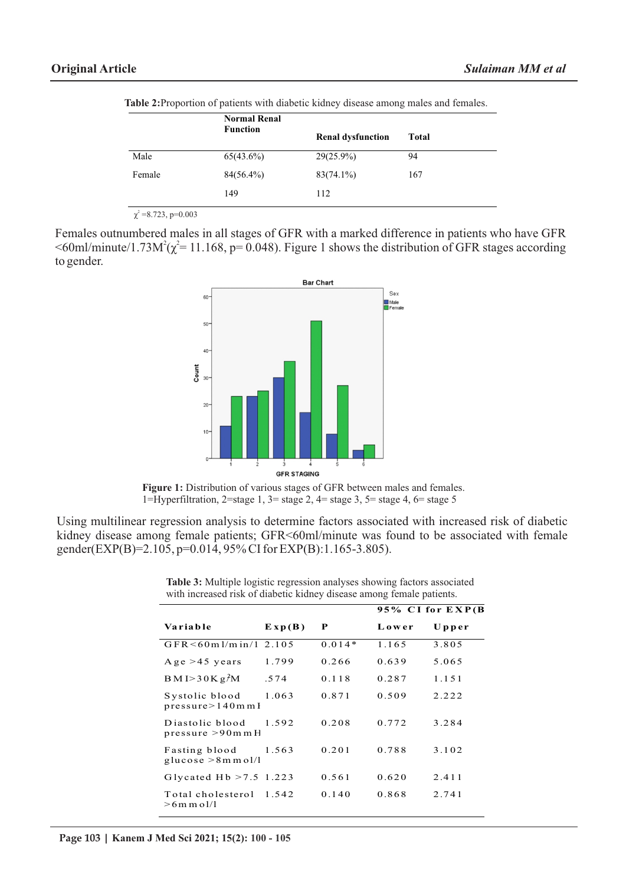**Table 2:** Proportion of patients with diabetic kidney disease among males and females.

| | Normal Renal Function | Renal dysfunction | Total |
|---|---|---|---|
| Male | 65(43.6%) | 29(25.9%) | 94 |
| Female | 84(56.4%) | 83(74.1%) | 167 |
| | 149 | 112 | |

$\chi^2$ =8.723, p=0.003

Females outnumbered males in all stages of GFR with a marked difference in patients who have GFR <60ml/minute/1.73M$^2$($\chi^2$= 11.168, p= 0.048). Figure 1 shows the distribution of GFR stages according to gender.

**Figure 1:** Distribution of various stages of GFR between males and females.
1=Hyperfiltration, 2=stage 1, 3= stage 2, 4= stage 3, 5= stage 4, 6= stage 5

Using multilinear regression analysis to determine factors associated with increased risk of diabetic kidney disease among female patients; GFR<60ml/minute was found to be associated with female gender(EXP(B)=2.105, p=0.014, 95% CI for EXP(B):1.165-3.805).

**Table 3:** Multiple logistic regression analyses showing factors associated with increased risk of diabetic kidney disease among female patients.

| | | | 95% CI for EXP(B | |
|---|---|---|---|---|
| Variable | Exp(B) | P | Lower | Upper |
| GFR<60ml/min/1 | 2.105 | 0.014* | 1.165 | 3.805 |
| Age >45 years | 1.799 | 0.266 | 0.639 | 5.065 |
| BMI>30Kg/M$^2$ | .574 | 0.118 | 0.287 | 1.151 |
| Systolic blood pressure>140mmH | 1.063 | 0.871 | 0.509 | 2.222 |
| Diastolic blood pressure >90mmH | 1.592 | 0.208 | 0.772 | 3.284 |
| Fasting blood glucose >8mmol/l | 1.563 | 0.201 | 0.788 | 3.102 |
| Glycated Hb >7.5 | 1.223 | 0.561 | 0.620 | 2.411 |
| Total cholesterol >6mmol/l | 1.542 | 0.140 | 0.868 | 2.741 |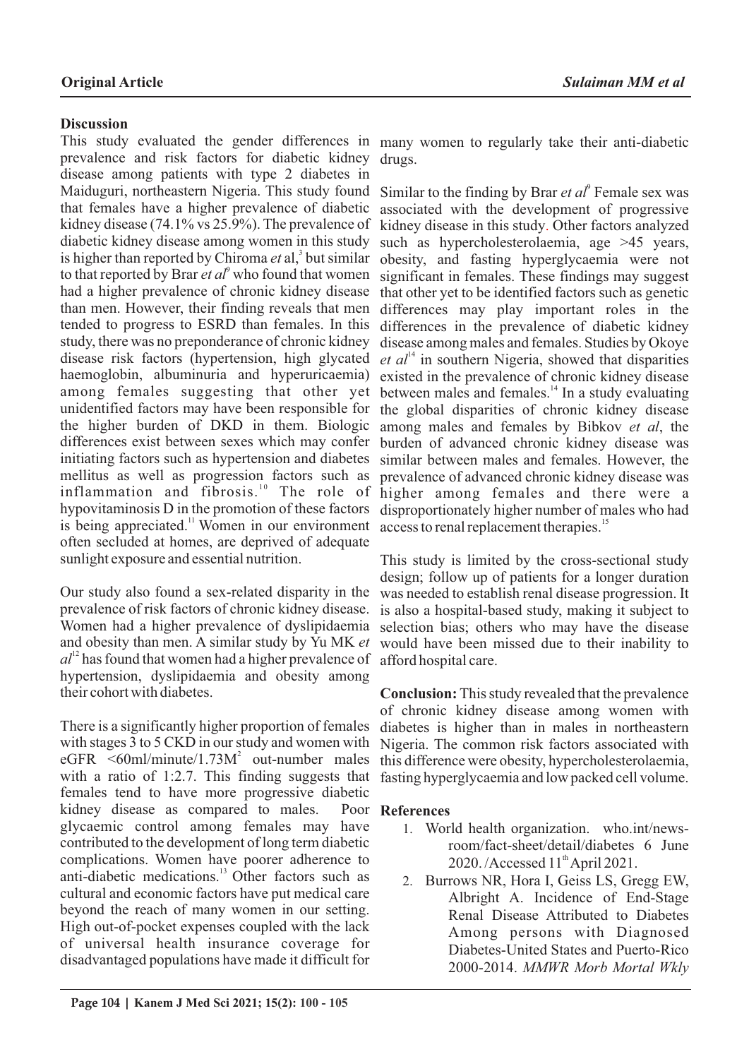## Discussion

This study evaluated the gender differences in prevalence and risk factors for diabetic kidney disease among patients with type 2 diabetes in Maiduguri, northeastern Nigeria. This study found that females have a higher prevalence of diabetic kidney disease (74.1% vs 25.9%). The prevalence of diabetic kidney disease among women in this study is higher than reported by Chiroma *et* al,[3] but similar to that reported by Brar *et al*[9] who found that women had a higher prevalence of chronic kidney disease than men. However, their finding reveals that men tended to progress to ESRD than females. In this study, there was no preponderance of chronic kidney disease risk factors (hypertension, high glycated haemoglobin, albuminuria and hyperuricaemia) among females suggesting that other yet unidentified factors may have been responsible for the higher burden of DKD in them. Biologic differences exist between sexes which may confer initiating factors such as hypertension and diabetes mellitus as well as progression factors such as inflammation and fibrosis.[10] The role of hypovitaminosis D in the promotion of these factors is being appreciated.[11] Women in our environment often secluded at homes, are deprived of adequate sunlight exposure and essential nutrition.

Our study also found a sex-related disparity in the prevalence of risk factors of chronic kidney disease. Women had a higher prevalence of dyslipidaemia and obesity than men. A similar study by Yu MK *et al*[12] has found that women had a higher prevalence of hypertension, dyslipidaemia and obesity among their cohort with diabetes.

There is a significantly higher proportion of females with stages 3 to 5 CKD in our study and women with eGFR <60ml/minute/1.73M$^2$ out-number males with a ratio of 1:2.7. This finding suggests that females tend to have more progressive diabetic kidney disease as compared to males. Poor glycaemic control among females may have contributed to the development of long term diabetic complications. Women have poorer adherence to anti-diabetic medications.[13] Other factors such as cultural and economic factors have put medical care beyond the reach of many women in our setting. High out-of-pocket expenses coupled with the lack of universal health insurance coverage for disadvantaged populations have made it difficult for many women to regularly take their anti-diabetic drugs.

Similar to the finding by Brar *et al*[9] Female sex was associated with the development of progressive kidney disease in this study. Other factors analyzed such as hypercholesterolaemia, age >45 years, obesity, and fasting hyperglycaemia were not significant in females. These findings may suggest that other yet to be identified factors such as genetic differences may play important roles in the differences in the prevalence of diabetic kidney disease among males and females. Studies by Okoye *et al*[14] in southern Nigeria, showed that disparities existed in the prevalence of chronic kidney disease between males and females.[14] In a study evaluating the global disparities of chronic kidney disease among males and females by Bibkov *et al*, the burden of advanced chronic kidney disease was similar between males and females. However, the prevalence of advanced chronic kidney disease was higher among females and there were a disproportionately higher number of males who had access to renal replacement therapies.[15]

This study is limited by the cross-sectional study design; follow up of patients for a longer duration was needed to establish renal disease progression. It is also a hospital-based study, making it subject to selection bias; others who may have the disease would have been missed due to their inability to afford hospital care.

**Conclusion:** This study revealed that the prevalence of chronic kidney disease among women with diabetes is higher than in males in northeastern Nigeria. The common risk factors associated with this difference were obesity, hypercholesterolaemia, fasting hyperglycaemia and low packed cell volume.

## References

1. World health organization. who.int/news-room/fact-sheet/detail/diabetes 6 June 2020. /Accessed 11th April 2021.
2. Burrows NR, Hora I, Geiss LS, Gregg EW, Albright A. Incidence of End-Stage Renal Disease Attributed to Diabetes Among persons with Diagnosed Diabetes-United States and Puerto-Rico 2000-2014. *MMWR Morb Mortal Wkly*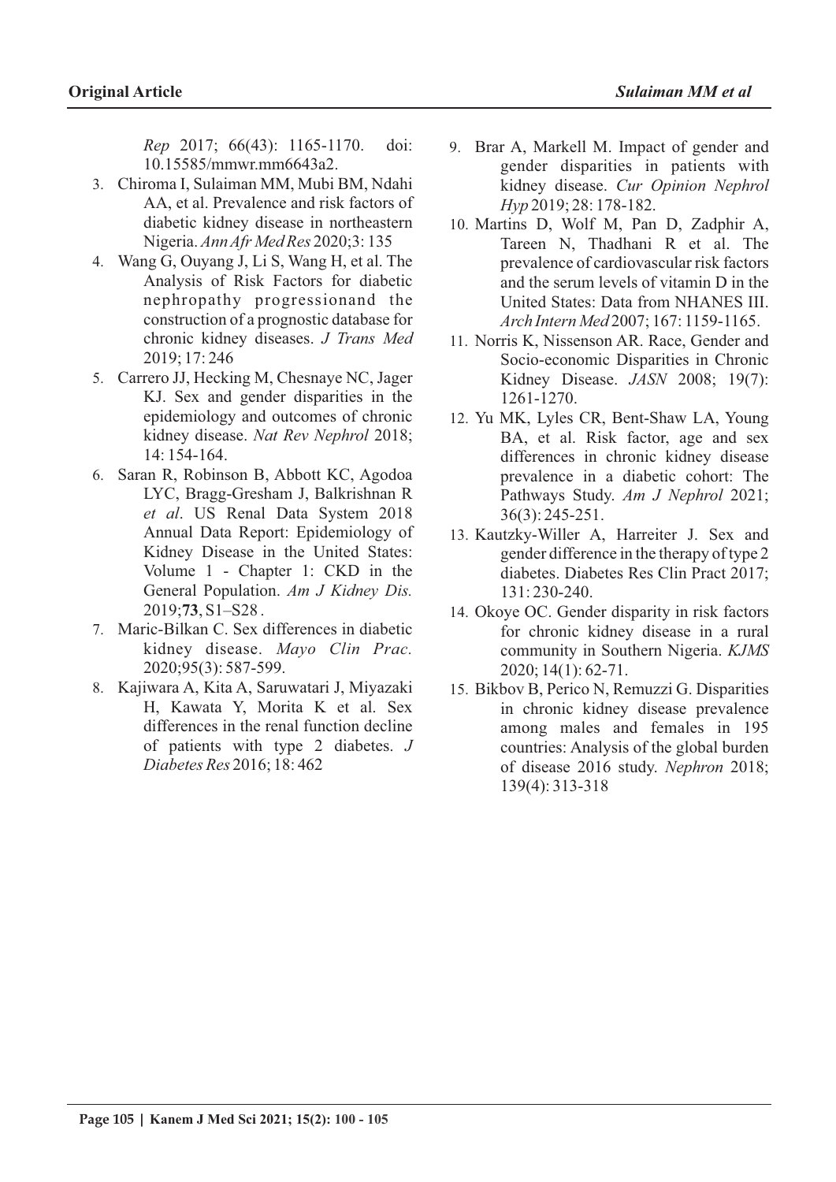*Rep* 2017; 66(43): 1165-1170. doi: 10.15585/mmwr.mm6643a2.

3. Chiroma I, Sulaiman MM, Mubi BM, Ndahi AA, et al. Prevalence and risk factors of diabetic kidney disease in northeastern Nigeria. *Ann Afr Med Res* 2020;3: 135
4. Wang G, Ouyang J, Li S, Wang H, et al. The Analysis of Risk Factors for diabetic nephropathy progressionand the construction of a prognostic database for chronic kidney diseases. *J Trans Med* 2019; 17: 246
5. Carrero JJ, Hecking M, Chesnaye NC, Jager KJ. Sex and gender disparities in the epidemiology and outcomes of chronic kidney disease. *Nat Rev Nephrol* 2018; 14: 154-164.
6. Saran R, Robinson B, Abbott KC, Agodoa LYC, Bragg-Gresham J, Balkrishnan R *et al*. US Renal Data System 2018 Annual Data Report: Epidemiology of Kidney Disease in the United States: Volume 1 - Chapter 1: CKD in the General Population. *Am J Kidney Dis.* 2019;**73**, S1–S28 .
7. Maric-Bilkan C. Sex differences in diabetic kidney disease. *Mayo Clin Prac.* 2020;95(3): 587-599.
8. Kajiwara A, Kita A, Saruwatari J, Miyazaki H, Kawata Y, Morita K et al. Sex differences in the renal function decline of patients with type 2 diabetes. *J Diabetes Res* 2016; 18: 462
9. Brar A, Markell M. Impact of gender and gender disparities in patients with kidney disease. *Cur Opinion Nephrol Hyp* 2019; 28: 178-182.
10. Martins D, Wolf M, Pan D, Zadphir A, Tareen N, Thadhani R et al. The prevalence of cardiovascular risk factors and the serum levels of vitamin D in the United States: Data from NHANES III. *Arch Intern Med* 2007; 167: 1159-1165.
11. Norris K, Nissenson AR. Race, Gender and Socio-economic Disparities in Chronic Kidney Disease. *JASN* 2008; 19(7): 1261-1270.
12. Yu MK, Lyles CR, Bent-Shaw LA, Young BA, et al. Risk factor, age and sex differences in chronic kidney disease prevalence in a diabetic cohort: The Pathways Study. *Am J Nephrol* 2021; 36(3): 245-251.
13. Kautzky-Willer A, Harreiter J. Sex and gender difference in the therapy of type 2 diabetes. Diabetes Res Clin Pract 2017; 131: 230-240.
14. Okoye OC. Gender disparity in risk factors for chronic kidney disease in a rural community in Southern Nigeria. *KJMS* 2020; 14(1): 62-71.
15. Bikbov B, Perico N, Remuzzi G. Disparities in chronic kidney disease prevalence among males and females in 195 countries: Analysis of the global burden of disease 2016 study. *Nephron* 2018; 139(4): 313-318